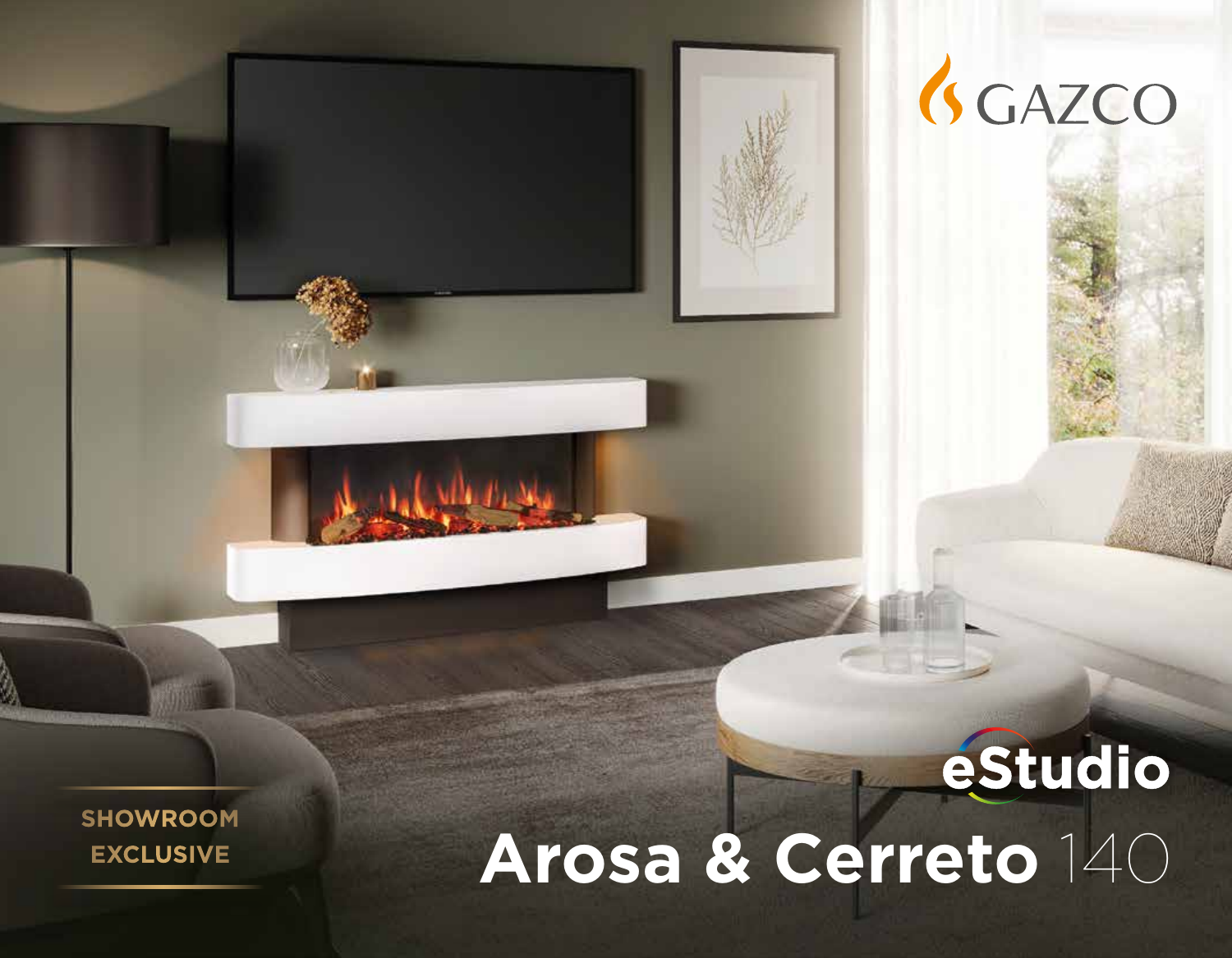GAZCO

SHOWROOM EXCLUSIVE

eStudio

# Arosa & Cerreto 140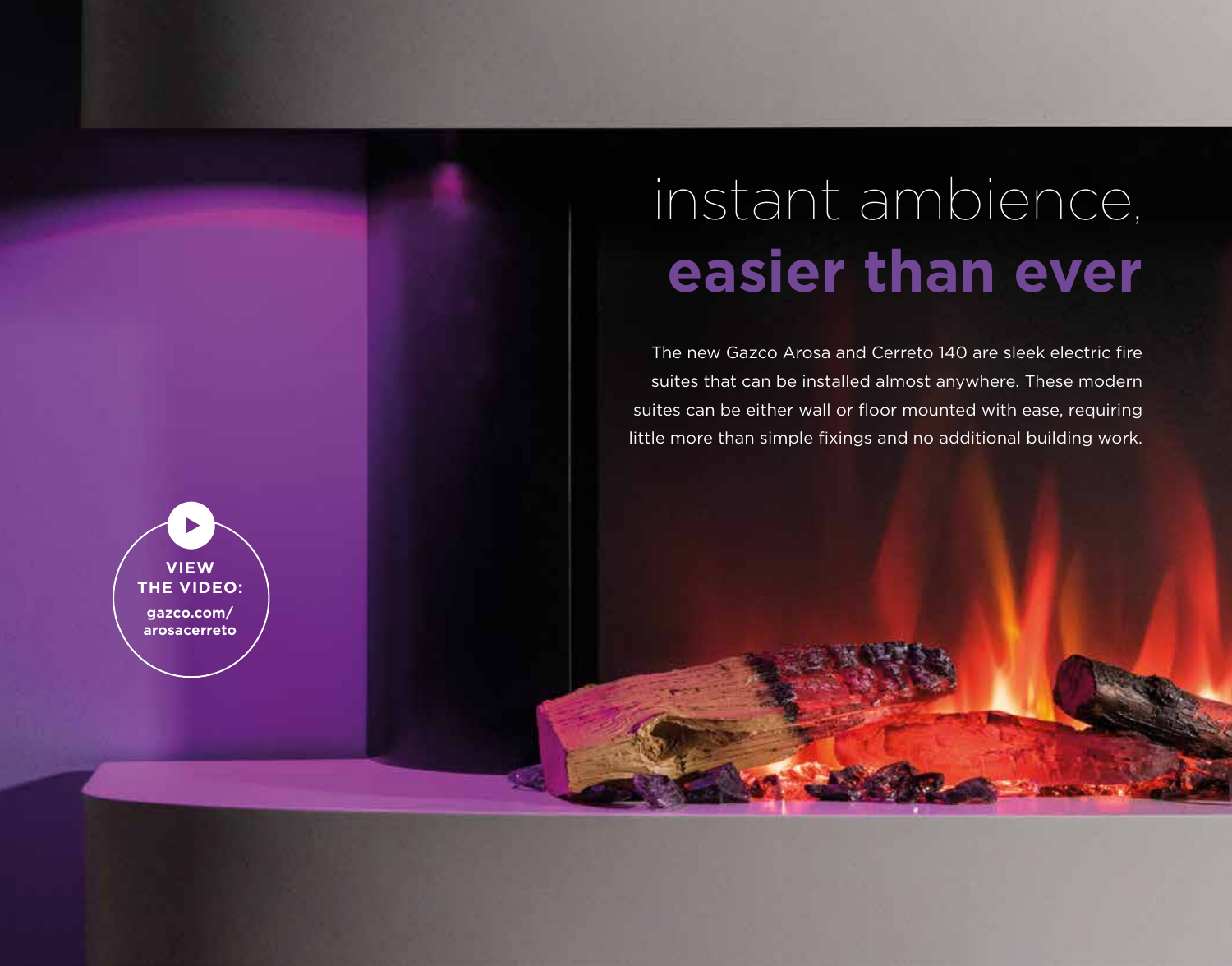# instant ambience, **easier than ever**

The new Gazco Arosa and Cerreto 140 are sleek electric fire suites that can be installed almost anywhere. These modern suites can be either wall or floor mounted with ease, requiring little more than simple fixings and no additional building work.

**VIEW THE VIDEO:**
**gazco.com/arosacerreto**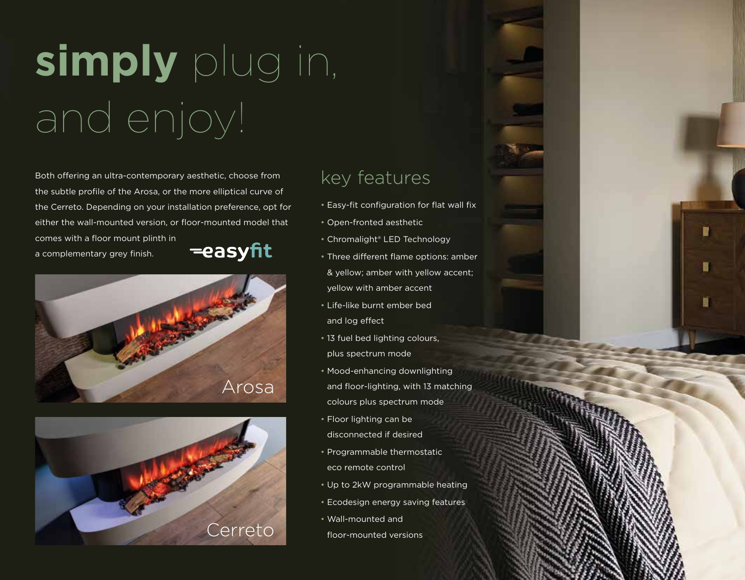# **simply** plug in, and enjoy!

Both offering an ultra-contemporary aesthetic, choose from the subtle profile of the Arosa, or the more elliptical curve of the Cerreto. Depending on your installation preference, opt for either the wall-mounted version, or floor-mounted model that comes with a floor mount plinth in a complementary grey finish.

easyfit

Arosa

Cerreto

## key features

- Easy-fit configuration for flat wall fix
- Open-fronted aesthetic
- Chromalight® LED Technology
- Three different flame options: amber & yellow; amber with yellow accent; yellow with amber accent
- Life-like burnt ember bed and log effect
- 13 fuel bed lighting colours, plus spectrum mode
- Mood-enhancing downlighting and floor-lighting, with 13 matching colours plus spectrum mode
- Floor lighting can be disconnected if desired
- Programmable thermostatic eco remote control
- Up to 2kW programmable heating
- Ecodesign energy saving features
- Wall-mounted and floor-mounted versions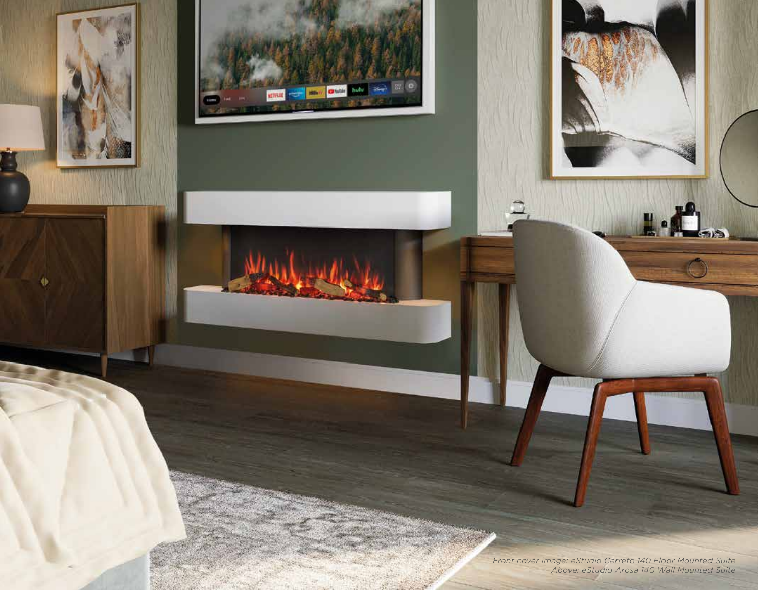*Front cover image: eStudio Cerreto 140 Floor Mounted Suite*
*Above: eStudio Arosa 140 Wall Mounted Suite*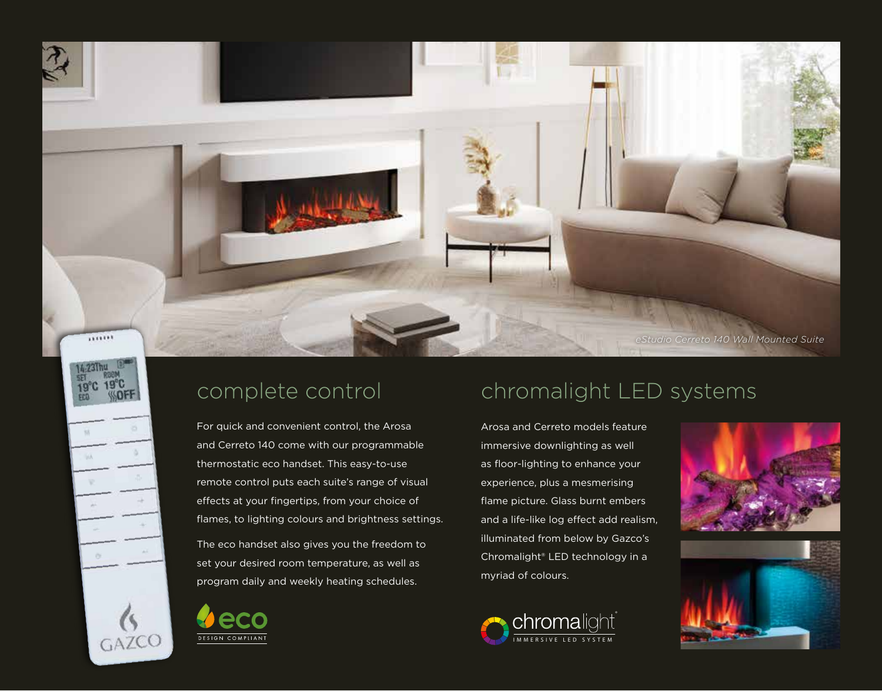*eStudio Cerreto 140 Wall Mounted Suite*

## complete control

For quick and convenient control, the Arosa and Cerreto 140 come with our programmable thermostatic eco handset. This easy-to-use remote control puts each suite's range of visual effects at your fingertips, from your choice of flames, to lighting colours and brightness settings.

The eco handset also gives you the freedom to set your desired room temperature, as well as program daily and weekly heating schedules.

eco DESIGN COMPLIANT

## chromalight LED systems

Arosa and Cerreto models feature immersive downlighting as well as floor-lighting to enhance your experience, plus a mesmerising flame picture. Glass burnt embers and a life-like log effect add realism, illuminated from below by Gazco's Chromalight® LED technology in a myriad of colours.

chromalight® IMMERSIVE LED SYSTEM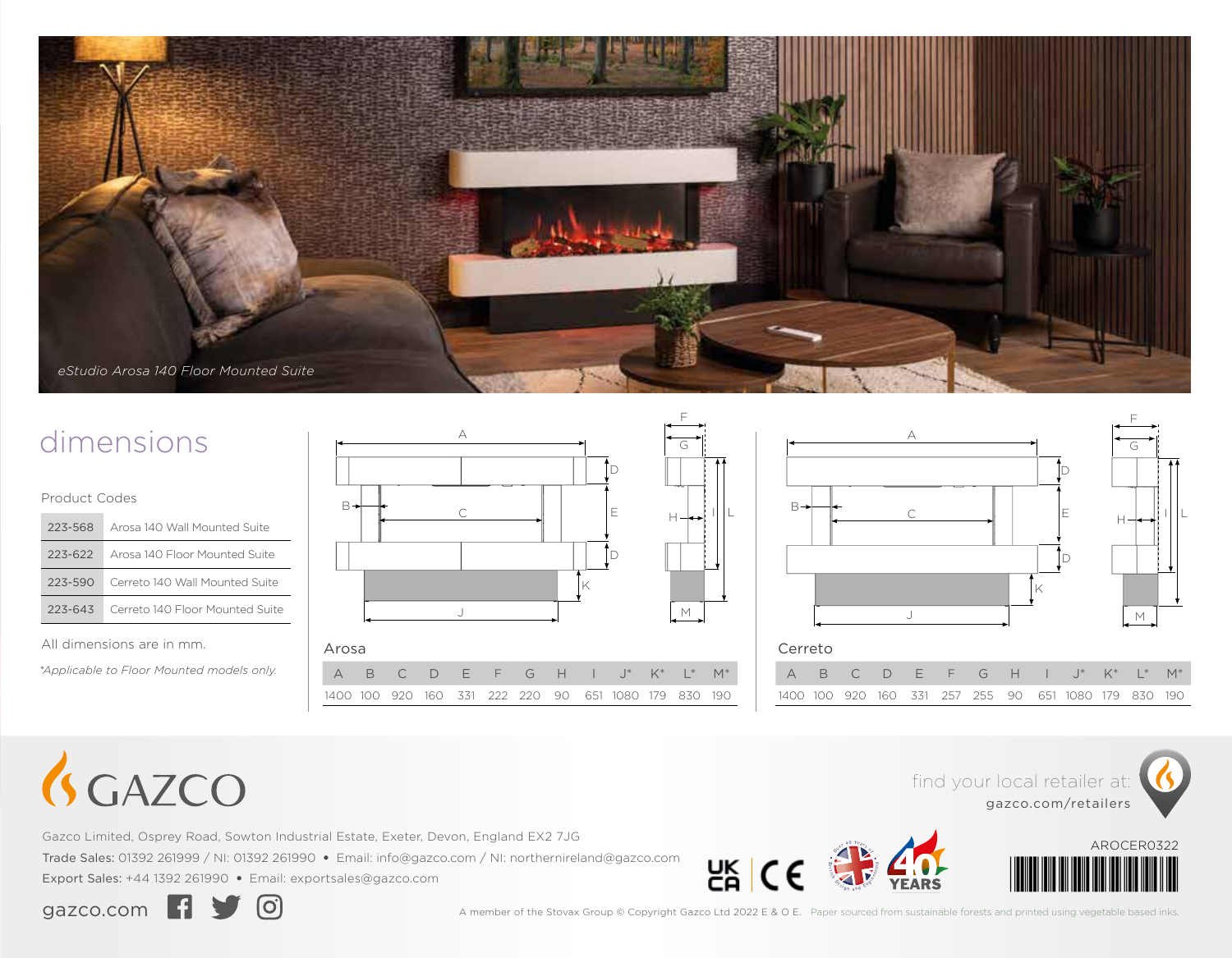*eStudio Arosa 140 Floor Mounted Suite*

## dimensions

Product Codes

| | |
|---|---|
| 223-568 | Arosa 140 Wall Mounted Suite |
| 223-622 | Arosa 140 Floor Mounted Suite |
| 223-590 | Cerreto 140 Wall Mounted Suite |
| 223-643 | Cerreto 140 Floor Mounted Suite |

All dimensions are in mm.

*\*Applicable to Floor Mounted models only.*

Arosa

| A | B | C | D | E | F | G | H | I | J* | K* | L* | M* |
|---|---|---|---|---|---|---|---|---|---|---|---|---|
| 1400 | 100 | 920 | 160 | 331 | 222 | 220 | 90 | 651 | 1080 | 179 | 830 | 190 |

Cerreto

| A | B | C | D | E | F | G | H | I | J* | K* | L* | M* |
|---|---|---|---|---|---|---|---|---|---|---|---|---|
| 1400 | 100 | 920 | 160 | 331 | 257 | 255 | 90 | 651 | 1080 | 179 | 830 | 190 |

GAZCO

find your local retailer at:
gazco.com/retailers

Gazco Limited, Osprey Road, Sowton Industrial Estate, Exeter, Devon, England EX2 7JG
Trade Sales: 01392 261999 / NI: 01392 261990 • Email: info@gazco.com / NI: northernireland@gazco.com
Export Sales: +44 1392 261990 • Email: exportsales@gazco.com

gazco.com

AROCER0322

A member of the Stovax Group © Copyright Gazco Ltd 2022 E & O E. Paper sourced from sustainable forests and printed using vegetable based inks.